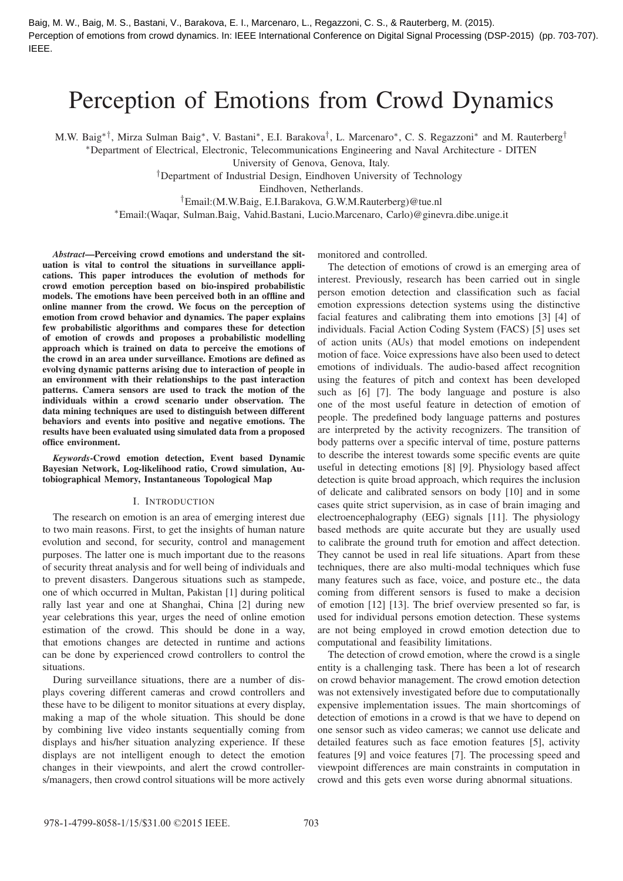Baig, M. W., Baig, M. S., Bastani, V., Barakova, E. I., Marcenaro, L., Regazzoni, C. S., & Rauterberg, M. (2015). Perception of emotions from crowd dynamics. In: IEEE International Conference on Digital Signal Processing (DSP-2015) (pp. 703-707). IEEE.

# Perception of Emotions from Crowd Dynamics

M.W. Baig*†, Mirza Sulman Baig*, V. Bastani*, E.I. Barakova†, L. Marcenaro*, C. S. Regazzoni* and M. Rauterberg†

*Department of Electrical, Electronic, Telecommunications Engineering and Naval Architecture - DITEN
University of Genova, Genova, Italy.

†Department of Industrial Design, Eindhoven University of Technology
Eindhoven, Netherlands.

†Email:(M.W.Baig, E.I.Barakova, G.W.M.Rauterberg)@tue.nl

*Email:(Waqar, Sulman.Baig, Vahid.Bastani, Lucio.Marcenaro, Carlo)@ginevra.dibe.unige.it

***Abstract*—Perceiving crowd emotions and understand the situation is vital to control the situations in surveillance applications. This paper introduces the evolution of methods for crowd emotion perception based on bio-inspired probabilistic models. The emotions have been perceived both in an offline and online manner from the crowd. We focus on the perception of emotion from crowd behavior and dynamics. The paper explains few probabilistic algorithms and compares these for detection of emotion of crowds and proposes a probabilistic modelling approach which is trained on data to perceive the emotions of the crowd in an area under surveillance. Emotions are defined as evolving dynamic patterns arising due to interaction of people in an environment with their relationships to the past interaction patterns. Camera sensors are used to track the motion of the individuals within a crowd scenario under observation. The data mining techniques are used to distinguish between different behaviors and events into positive and negative emotions. The results have been evaluated using simulated data from a proposed office environment.**

***Keywords*-Crowd emotion detection, Event based Dynamic Bayesian Network, Log-likelihood ratio, Crowd simulation, Autobiographical Memory, Instantaneous Topological Map**

## I. Introduction

The research on emotion is an area of emerging interest due to two main reasons. First, to get the insights of human nature evolution and second, for security, control and management purposes. The latter one is much important due to the reasons of security threat analysis and for well being of individuals and to prevent disasters. Dangerous situations such as stampede, one of which occurred in Multan, Pakistan [1] during political rally last year and one at Shanghai, China [2] during new year celebrations this year, urges the need of online emotion estimation of the crowd. This should be done in a way, that emotions changes are detected in runtime and actions can be done by experienced crowd controllers to control the situations.

During surveillance situations, there are a number of displays covering different cameras and crowd controllers and these have to be diligent to monitor situations at every display, making a map of the whole situation. This should be done by combining live video instants sequentially coming from displays and his/her situation analyzing experience. If these displays are not intelligent enough to detect the emotion changes in their viewpoints, and alert the crowd controllers/managers, then crowd control situations will be more actively monitored and controlled.

The detection of emotions of crowd is an emerging area of interest. Previously, research has been carried out in single person emotion detection and classification such as facial emotion expressions detection systems using the distinctive facial features and calibrating them into emotions [3] [4] of individuals. Facial Action Coding System (FACS) [5] uses set of action units (AUs) that model emotions on independent motion of face. Voice expressions have also been used to detect emotions of individuals. The audio-based affect recognition using the features of pitch and context has been developed such as [6] [7]. The body language and posture is also one of the most useful feature in detection of emotion of people. The predefined body language patterns and postures are interpreted by the activity recognizers. The transition of body patterns over a specific interval of time, posture patterns to describe the interest towards some specific events are quite useful in detecting emotions [8] [9]. Physiology based affect detection is quite broad approach, which requires the inclusion of delicate and calibrated sensors on body [10] and in some cases quite strict supervision, as in case of brain imaging and electroencephalography (EEG) signals [11]. The physiology based methods are quite accurate but they are usually used to calibrate the ground truth for emotion and affect detection. They cannot be used in real life situations. Apart from these techniques, there are also multi-modal techniques which fuse many features such as face, voice, and posture etc., the data coming from different sensors is fused to make a decision of emotion [12] [13]. The brief overview presented so far, is used for individual persons emotion detection. These systems are not being employed in crowd emotion detection due to computational and feasibility limitations.

The detection of crowd emotion, where the crowd is a single entity is a challenging task. There has been a lot of research on crowd behavior management. The crowd emotion detection was not extensively investigated before due to computationally expensive implementation issues. The main shortcomings of detection of emotions in a crowd is that we have to depend on one sensor such as video cameras; we cannot use delicate and detailed features such as face emotion features [5], activity features [9] and voice features [7]. The processing speed and viewpoint differences are main constraints in computation in crowd and this gets even worse during abnormal situations.

978-1-4799-8058-1/15/$31.00 ©2015 IEEE.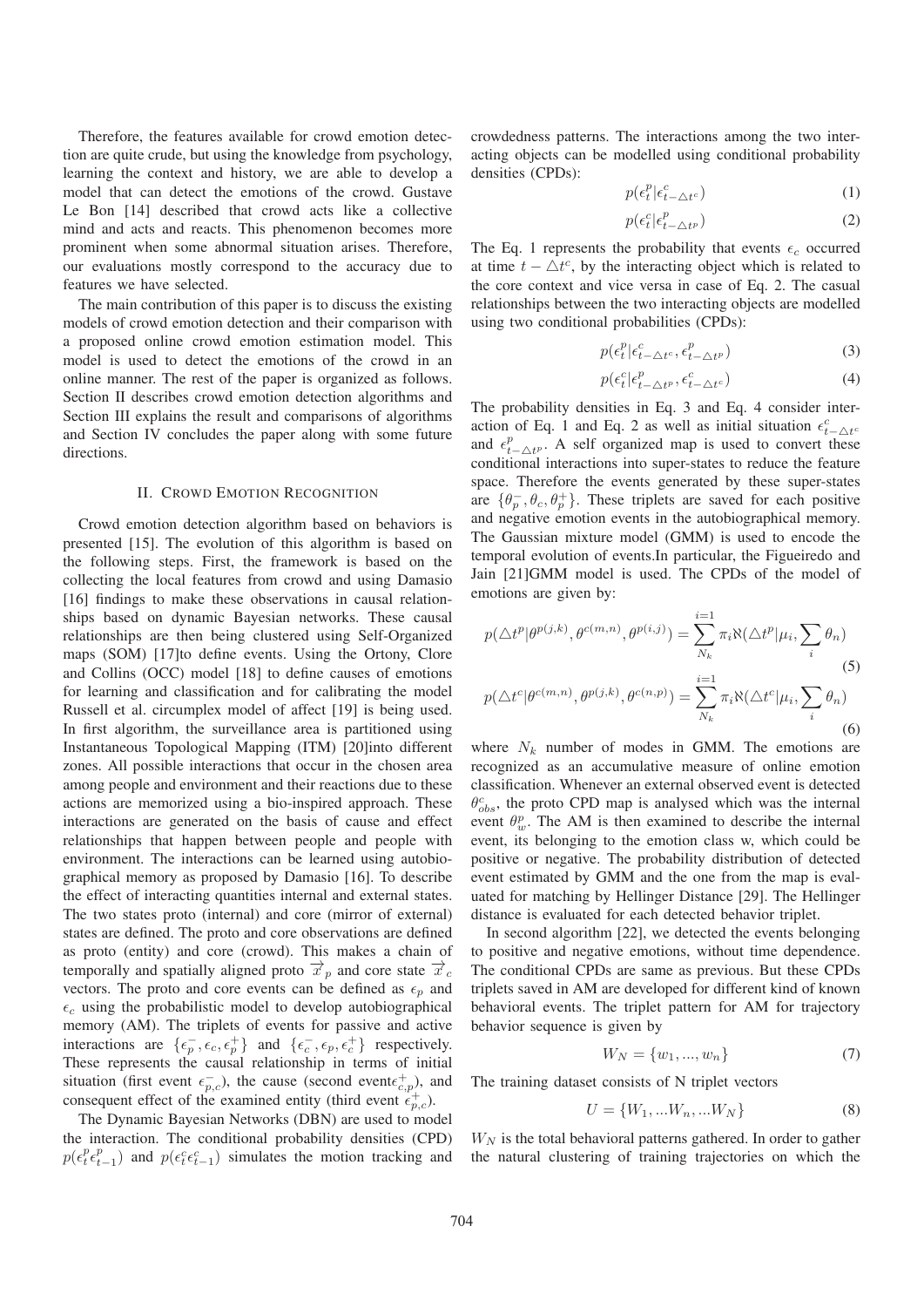Therefore, the features available for crowd emotion detection are quite crude, but using the knowledge from psychology, learning the context and history, we are able to develop a model that can detect the emotions of the crowd. Gustave Le Bon [14] described that crowd acts like a collective mind and acts and reacts. This phenomenon becomes more prominent when some abnormal situation arises. Therefore, our evaluations mostly correspond to the accuracy due to features we have selected.

The main contribution of this paper is to discuss the existing models of crowd emotion detection and their comparison with a proposed online crowd emotion estimation model. This model is used to detect the emotions of the crowd in an online manner. The rest of the paper is organized as follows. Section II describes crowd emotion detection algorithms and Section III explains the result and comparisons of algorithms and Section IV concludes the paper along with some future directions.

## II. Crowd Emotion Recognition

Crowd emotion detection algorithm based on behaviors is presented [15]. The evolution of this algorithm is based on the following steps. First, the framework is based on the collecting the local features from crowd and using Damasio [16] findings to make these observations in causal relationships based on dynamic Bayesian networks. These causal relationships are then being clustered using Self-Organized maps (SOM) [17]to define events. Using the Ortony, Clore and Collins (OCC) model [18] to define causes of emotions for learning and classification and for calibrating the model Russell et al. circumplex model of affect [19] is being used. In first algorithm, the surveillance area is partitioned using Instantaneous Topological Mapping (ITM) [20]into different zones. All possible interactions that occur in the chosen area among people and environment and their reactions due to these actions are memorized using a bio-inspired approach. These interactions are generated on the basis of cause and effect relationships that happen between people and people with environment. The interactions can be learned using autobiographical memory as proposed by Damasio [16]. To describe the effect of interacting quantities internal and external states. The two states proto (internal) and core (mirror of external) states are defined. The proto and core observations are defined as proto (entity) and core (crowd). This makes a chain of temporally and spatially aligned proto $\overrightarrow{x}_p$ and core state $\overrightarrow{x}_c$ vectors. The proto and core events can be defined as $\epsilon_p$ and $\epsilon_c$ using the probabilistic model to develop autobiographical memory (AM). The triplets of events for passive and active interactions are $\{\epsilon_p^-, \epsilon_c, \epsilon_p^+\}$ and $\{\epsilon_c^-, \epsilon_p, \epsilon_c^+\}$ respectively. These represents the causal relationship in terms of initial situation (first event $\epsilon_{p,c}^-$), the cause (second event$\epsilon_{c,p}^+$), and consequent effect of the examined entity (third event $\epsilon_{p,c}^+$).

The Dynamic Bayesian Networks (DBN) are used to model the interaction. The conditional probability densities (CPD) $p(\epsilon_t^p \epsilon_{t-1}^p)$ and $p(\epsilon_t^c \epsilon_{t-1}^c)$ simulates the motion tracking and crowdedness patterns. The interactions among the two interacting objects can be modelled using conditional probability densities (CPDs):

$$p(\epsilon_t^p | \epsilon_{t-\triangle t^c}^c) \tag{1}$$

$$p(\epsilon_t^c | \epsilon_{t-\triangle t^p}^p) \tag{2}$$

The Eq. 1 represents the probability that events $\epsilon_c$ occurred at time $t - \triangle t^c$, by the interacting object which is related to the core context and vice versa in case of Eq. 2. The casual relationships between the two interacting objects are modelled using two conditional probabilities (CPDs):

$$p(\epsilon_t^p | \epsilon_{t-\triangle t^c}^c, \epsilon_{t-\triangle t^p}^p) \tag{3}$$

$$p(\epsilon_t^c | \epsilon_{t-\triangle t^p}^p, \epsilon_{t-\triangle t^c}^c) \tag{4}$$

The probability densities in Eq. 3 and Eq. 4 consider interaction of Eq. 1 and Eq. 2 as well as initial situation $\epsilon_{t-\triangle t^c}^c$ and $\epsilon_{t-\triangle t^p}^p$. A self organized map is used to convert these conditional interactions into super-states to reduce the feature space. Therefore the events generated by these super-states are $\{\theta_p^-, \theta_c, \theta_p^+\}$. These triplets are saved for each positive and negative emotion events in the autobiographical memory. The Gaussian mixture model (GMM) is used to encode the temporal evolution of events.In particular, the Figueiredo and Jain [21]GMM model is used. The CPDs of the model of emotions are given by:

$$p(\triangle t^p | \theta^{p(j,k)}, \theta^{c(m,n)}, \theta^{p(i,j)}) = \sum_{N_k}^{i=1} \pi_i \aleph(\triangle t^p | \mu_i, \sum_i \theta_n) \tag{5}$$

$$p(\triangle t^c | \theta^{c(m,n)}, \theta^{p(j,k)}, \theta^{c(n,p)}) = \sum_{N_k}^{i=1} \pi_i \aleph(\triangle t^c | \mu_i, \sum_i \theta_n) \tag{6}$$

where $N_k$ number of modes in GMM. The emotions are recognized as an accumulative measure of online emotion classification. Whenever an external observed event is detected $\theta_{obs}^c$, the proto CPD map is analysed which was the internal event $\theta_w^p$. The AM is then examined to describe the internal event, its belonging to the emotion class w, which could be positive or negative. The probability distribution of detected event estimated by GMM and the one from the map is evaluated for matching by Hellinger Distance [29]. The Hellinger distance is evaluated for each detected behavior triplet.

In second algorithm [22], we detected the events belonging to positive and negative emotions, without time dependence. The conditional CPDs are same as previous. But these CPDs triplets saved in AM are developed for different kind of known behavioral events. The triplet pattern for AM for trajectory behavior sequence is given by

$$W_N = \{w_1, ..., w_n\} \tag{7}$$

The training dataset consists of N triplet vectors

$$U = \{W_1, ...W_n, ...W_N\} \tag{8}$$

$W_N$ is the total behavioral patterns gathered. In order to gather the natural clustering of training trajectories on which the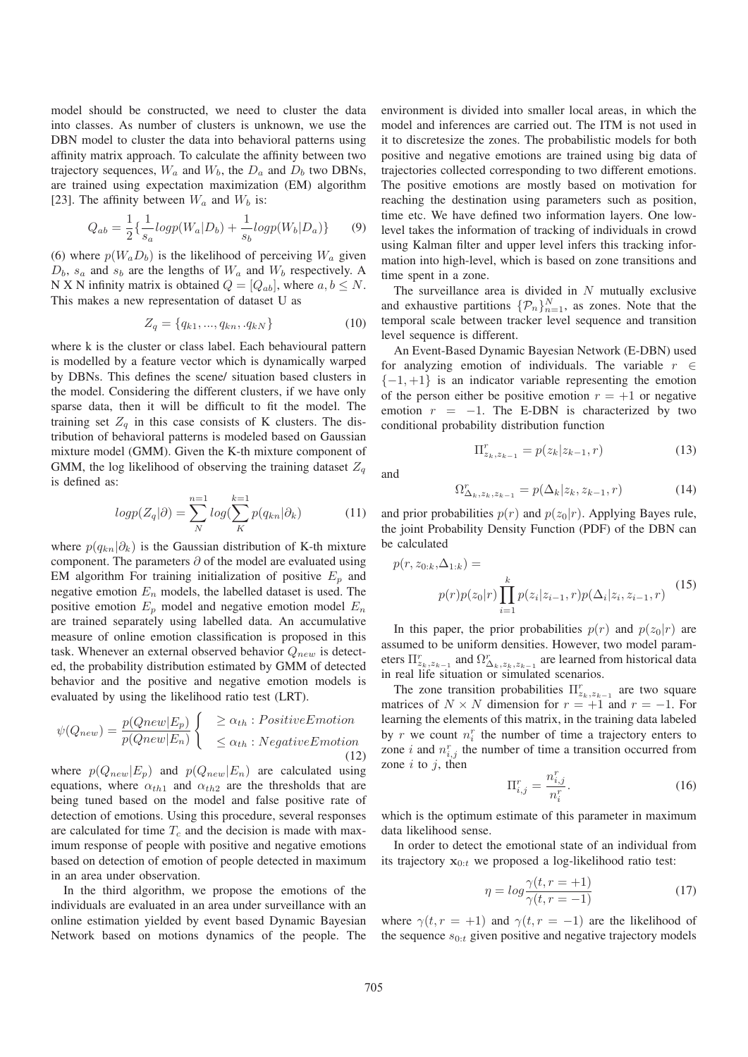model should be constructed, we need to cluster the data into classes. As number of clusters is unknown, we use the DBN model to cluster the data into behavioral patterns using affinity matrix approach. To calculate the affinity between two trajectory sequences, $W_a$ and $W_b$, the $D_a$ and $D_b$ two DBNs, are trained using expectation maximization (EM) algorithm [23]. The affinity between $W_a$ and $W_b$ is:

$$Q_{ab} = \frac{1}{2}\{\frac{1}{s_a}logp(W_a|D_b) + \frac{1}{s_b}logp(W_b|D_a)\} \quad (9)$$

(6) where $p(W_a D_b)$ is the likelihood of perceiving $W_a$ given $D_b$, $s_a$ and $s_b$ are the lengths of $W_a$ and $W_b$ respectively. A N X N infinity matrix is obtained $Q = [Q_{ab}]$, where $a, b \leq N$. This makes a new representation of dataset U as

$$Z_q = \{q_{k1}, ..., q_{kn}, .q_{kN}\} \quad (10)$$

where k is the cluster or class label. Each behavioural pattern is modelled by a feature vector which is dynamically warped by DBNs. This defines the scene/ situation based clusters in the model. Considering the different clusters, if we have only sparse data, then it will be difficult to fit the model. The training set $Z_q$ in this case consists of K clusters. The distribution of behavioral patterns is modeled based on Gaussian mixture model (GMM). Given the K-th mixture component of GMM, the log likelihood of observing the training dataset $Z_q$ is defined as:

$$logp(Z_q|\partial) = \sum_{N}^{n=1} log(\sum_{K}^{k=1} p(q_{kn}|\partial_k) \quad (11)$$

where $p(q_{kn}|\partial_k)$ is the Gaussian distribution of K-th mixture component. The parameters $\partial$ of the model are evaluated using EM algorithm For training initialization of positive $E_p$ and negative emotion $E_n$ models, the labelled dataset is used. The positive emotion $E_p$ model and negative emotion model $E_n$ are trained separately using labelled data. An accumulative measure of online emotion classification is proposed in this task. Whenever an external observed behavior $Q_{new}$ is detected, the probability distribution estimated by GMM of detected behavior and the positive and negative emotion models is evaluated by using the likelihood ratio test (LRT).

$$\psi(Q_{new}) = \frac{p(Qnew|E_p)}{p(Qnew|E_n)} \begin{cases} \geq \alpha_{th} : PositiveEmotion \\ \leq \alpha_{th} : NegativeEmotion \end{cases} \quad (12)$$

where $p(Q_{new}|E_p)$ and $p(Q_{new}|E_n)$ are calculated using equations, where $\alpha_{th1}$ and $\alpha_{th2}$ are the thresholds that are being tuned based on the model and false positive rate of detection of emotions. Using this procedure, several responses are calculated for time $T_c$ and the decision is made with maximum response of people with positive and negative emotions based on detection of emotion of people detected in maximum in an area under observation.

In the third algorithm, we propose the emotions of the individuals are evaluated in an area under surveillance with an online estimation yielded by event based Dynamic Bayesian Network based on motions dynamics of the people. The environment is divided into smaller local areas, in which the model and inferences are carried out. The ITM is not used in it to discretesize the zones. The probabilistic models for both positive and negative emotions are trained using big data of trajectories collected corresponding to two different emotions. The positive emotions are mostly based on motivation for reaching the destination using parameters such as position, time etc. We have defined two information layers. One low-level takes the information of tracking of individuals in crowd using Kalman filter and upper level infers this tracking information into high-level, which is based on zone transitions and time spent in a zone.

The surveillance area is divided in $N$ mutually exclusive and exhaustive partitions $\{\mathcal{P}_n\}_{n=1}^{N}$, as zones. Note that the temporal scale between tracker level sequence and transition level sequence is different.

An Event-Based Dynamic Bayesian Network (E-DBN) used for analyzing emotion of individuals. The variable $r \in \{-1, +1\}$ is an indicator variable representing the emotion of the person either be positive emotion $r = +1$ or negative emotion $r = -1$. The E-DBN is characterized by two conditional probability distribution function

$$\Pi^r_{z_k, z_{k-1}} = p(z_k|z_{k-1}, r) \quad (13)$$

and

$$\Omega^r_{\Delta_k, z_k, z_{k-1}} = p(\Delta_k|z_k, z_{k-1}, r) \quad (14)$$

and prior probabilities $p(r)$ and $p(z_0|r)$. Applying Bayes rule, the joint Probability Density Function (PDF) of the DBN can be calculated

$$p(r, z_{0:k}, \Delta_{1:k}) = p(r)p(z_0|r)\prod_{i=1}^{k} p(z_i|z_{i-1}, r)p(\Delta_i|z_i, z_{i-1}, r) \quad (15)$$

In this paper, the prior probabilities $p(r)$ and $p(z_0|r)$ are assumed to be uniform densities. However, two model parameters $\Pi^r_{z_k, z_{k-1}}$ and $\Omega^r_{\Delta_k, z_k, z_{k-1}}$ are learned from historical data in real life situation or simulated scenarios.

The zone transition probabilities $\Pi^r_{z_k, z_{k-1}}$ are two square matrices of $N \times N$ dimension for $r = +1$ and $r = -1$. For learning the elements of this matrix, in the training data labeled by $r$ we count $n^r_i$ the number of time a trajectory enters to zone $i$ and $n^r_{i,j}$ the number of time a transition occurred from zone $i$ to $j$, then

$$\Pi^r_{i,j} = \frac{n^r_{i,j}}{n^r_i}. \quad (16)$$

which is the optimum estimate of this parameter in maximum data likelihood sense.

In order to detect the emotional state of an individual from its trajectory $\mathbf{x}_{0:t}$ we proposed a log-likelihood ratio test:

$$\eta = log\frac{\gamma(t, r = +1)}{\gamma(t, r = -1)} \quad (17)$$

where $\gamma(t, r = +1)$ and $\gamma(t, r = -1)$ are the likelihood of the sequence $s_{0:t}$ given positive and negative trajectory models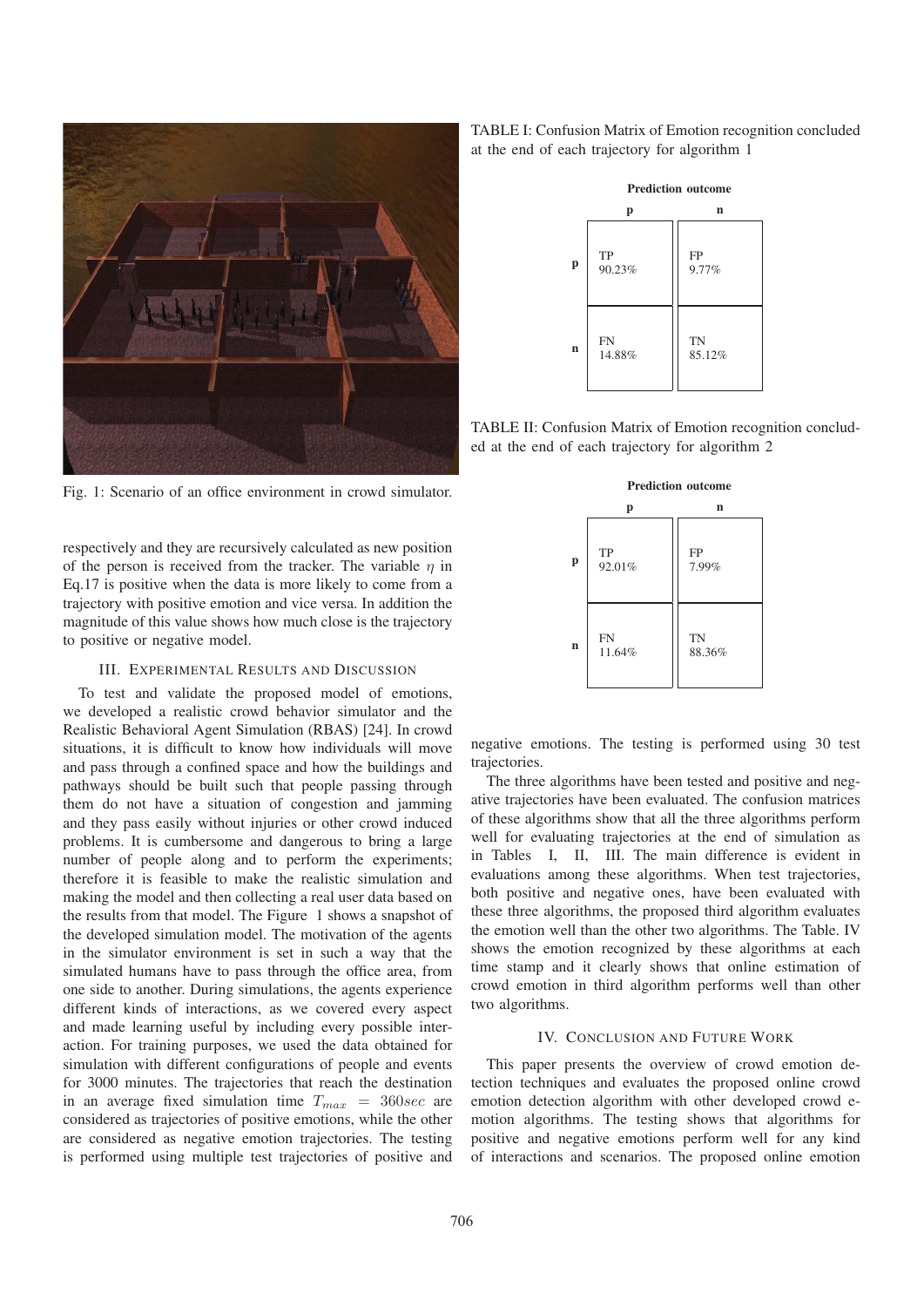Fig. 1: Scenario of an office environment in crowd simulator.

respectively and they are recursively calculated as new position of the person is received from the tracker. The variable $\eta$ in Eq.17 is positive when the data is more likely to come from a trajectory with positive emotion and vice versa. In addition the magnitude of this value shows how much close is the trajectory to positive or negative model.

## III. Experimental Results and Discussion

To test and validate the proposed model of emotions, we developed a realistic crowd behavior simulator and the Realistic Behavioral Agent Simulation (RBAS) [24]. In crowd situations, it is difficult to know how individuals will move and pass through a confined space and how the buildings and pathways should be built such that people passing through them do not have a situation of congestion and jamming and they pass easily without injuries or other crowd induced problems. It is cumbersome and dangerous to bring a large number of people along and to perform the experiments; therefore it is feasible to make the realistic simulation and making the model and then collecting a real user data based on the results from that model. The Figure 1 shows a snapshot of the developed simulation model. The motivation of the agents in the simulator environment is set in such a way that the simulated humans have to pass through the office area, from one side to another. During simulations, the agents experience different kinds of interactions, as we covered every aspect and made learning useful by including every possible interaction. For training purposes, we used the data obtained for simulation with different configurations of people and events for 3000 minutes. The trajectories that reach the destination in an average fixed simulation time $T_{max} = 360sec$ are considered as trajectories of positive emotions, while the other are considered as negative emotion trajectories. The testing is performed using multiple test trajectories of positive and negative emotions. The testing is performed using 30 test trajectories.

TABLE I: Confusion Matrix of Emotion recognition concluded at the end of each trajectory for algorithm 1

| | Prediction outcome p | Prediction outcome n |
|---|---|---|
| **p** | TP 90.23% | FP 9.77% |
| **n** | FN 14.88% | TN 85.12% |

TABLE II: Confusion Matrix of Emotion recognition concluded at the end of each trajectory for algorithm 2

| | Prediction outcome p | Prediction outcome n |
|---|---|---|
| **p** | TP 92.01% | FP 7.99% |
| **n** | FN 11.64% | TN 88.36% |

The three algorithms have been tested and positive and negative trajectories have been evaluated. The confusion matrices of these algorithms show that all the three algorithms perform well for evaluating trajectories at the end of simulation as in Tables I, II, III. The main difference is evident in evaluations among these algorithms. When test trajectories, both positive and negative ones, have been evaluated with these three algorithms, the proposed third algorithm evaluates the emotion well than the other two algorithms. The Table. IV shows the emotion recognized by these algorithms at each time stamp and it clearly shows that online estimation of crowd emotion in third algorithm performs well than other two algorithms.

## IV. Conclusion and Future Work

This paper presents the overview of crowd emotion detection techniques and evaluates the proposed online crowd emotion detection algorithm with other developed crowd emotion algorithms. The testing shows that algorithms for positive and negative emotions perform well for any kind of interactions and scenarios. The proposed online emotion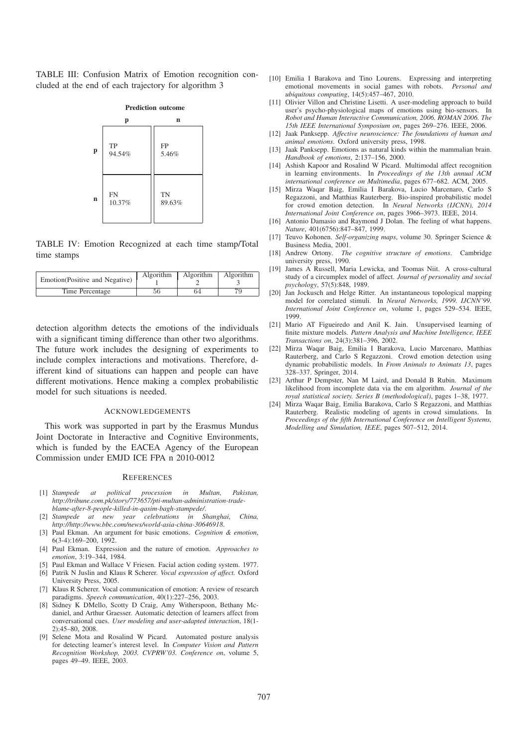TABLE III: Confusion Matrix of Emotion recognition concluded at the end of each trajectory for algorithm 3

| | Prediction outcome | |
|---|---|---|
| | p | n |
| p | TP 94.54% | FP 5.46% |
| n | FN 10.37% | TN 89.63% |

TABLE IV: Emotion Recognized at each time stamp/Total time stamps

| Emotion(Positive and Negative) | Algorithm 1 | Algorithm 2 | Algorithm 3 |
|---|---|---|---|
| Time Percentage | 56 | 64 | 79 |

detection algorithm detects the emotions of the individuals with a significant timing difference than other two algorithms. The future work includes the designing of experiments to include complex interactions and motivations. Therefore, different kind of situations can happen and people can have different motivations. Hence making a complex probabilistic model for such situations is needed.

## ACKNOWLEDGEMENTS

This work was supported in part by the Erasmus Mundus Joint Doctorate in Interactive and Cognitive Environments, which is funded by the EACEA Agency of the European Commission under EMJD ICE FPA n 2010-0012

## REFERENCES

- [1] *Stampede at political procession in Multan, Pakistan, http://tribune.com.pk/story/773657/pti-multan-administration-trade-blame-after-8-people-killed-in-qasim-bagh-stampede/*.
- [2] *Stampede at new year celebrations in Shanghai, China, http://http://www.bbc.com/news/world-asia-china-30646918*.
- [3] Paul Ekman. An argument for basic emotions. *Cognition & emotion*, 6(3-4):169–200, 1992.
- [4] Paul Ekman. Expression and the nature of emotion. *Approaches to emotion*, 3:19–344, 1984.
- [5] Paul Ekman and Wallace V Friesen. Facial action coding system. 1977.
- [6] Patrik N Juslin and Klaus R Scherer. *Vocal expression of affect.* Oxford University Press, 2005.
- [7] Klaus R Scherer. Vocal communication of emotion: A review of research paradigms. *Speech communication*, 40(1):227–256, 2003.
- [8] Sidney K DMello, Scotty D Craig, Amy Witherspoon, Bethany Mcdaniel, and Arthur Graesser. Automatic detection of learners affect from conversational cues. *User modeling and user-adapted interaction*, 18(1-2):45–80, 2008.
- [9] Selene Mota and Rosalind W Picard. Automated posture analysis for detecting learner's interest level. In *Computer Vision and Pattern Recognition Workshop, 2003. CVPRW'03. Conference on*, volume 5, pages 49–49. IEEE, 2003.
- [10] Emilia I Barakova and Tino Lourens. Expressing and interpreting emotional movements in social games with robots. *Personal and ubiquitous computing*, 14(5):457–467, 2010.
- [11] Olivier Villon and Christine Lisetti. A user-modeling approach to build user's psycho-physiological maps of emotions using bio-sensors. In *Robot and Human Interactive Communication, 2006. ROMAN 2006. The 15th IEEE International Symposium on*, pages 269–276. IEEE, 2006.
- [12] Jaak Panksepp. *Affective neuroscience: The foundations of human and animal emotions*. Oxford university press, 1998.
- [13] Jaak Panksepp. Emotions as natural kinds within the mammalian brain. *Handbook of emotions*, 2:137–156, 2000.
- [14] Ashish Kapoor and Rosalind W Picard. Multimodal affect recognition in learning environments. In *Proceedings of the 13th annual ACM international conference on Multimedia*, pages 677–682. ACM, 2005.
- [15] Mirza Waqar Baig, Emilia I Barakova, Lucio Marcenaro, Carlo S Regazzoni, and Matthias Rauterberg. Bio-inspired probabilistic model for crowd emotion detection. In *Neural Networks (IJCNN), 2014 International Joint Conference on*, pages 3966–3973. IEEE, 2014.
- [16] Antonio Damasio and Raymond J Dolan. The feeling of what happens. *Nature*, 401(6756):847–847, 1999.
- [17] Teuvo Kohonen. *Self-organizing maps*, volume 30. Springer Science & Business Media, 2001.
- [18] Andrew Ortony. *The cognitive structure of emotions*. Cambridge university press, 1990.
- [19] James A Russell, Maria Lewicka, and Toomas Niit. A cross-cultural study of a circumplex model of affect. *Journal of personality and social psychology*, 57(5):848, 1989.
- [20] Jan Jockusch and Helge Ritter. An instantaneous topological mapping model for correlated stimuli. In *Neural Networks, 1999. IJCNN'99. International Joint Conference on*, volume 1, pages 529–534. IEEE, 1999.
- [21] Mario AT Figueiredo and Anil K. Jain. Unsupervised learning of finite mixture models. *Pattern Analysis and Machine Intelligence, IEEE Transactions on*, 24(3):381–396, 2002.
- [22] Mirza Waqar Baig, Emilia I Barakova, Lucio Marcenaro, Matthias Rauterberg, and Carlo S Regazzoni. Crowd emotion detection using dynamic probabilistic models. In *From Animals to Animats 13*, pages 328–337. Springer, 2014.
- [23] Arthur P Dempster, Nan M Laird, and Donald B Rubin. Maximum likelihood from incomplete data via the em algorithm. *Journal of the royal statistical society. Series B (methodological)*, pages 1–38, 1977.
- [24] Mirza Waqar Baig, Emilia Barakova, Carlo S Regazzoni, and Matthias Rauterberg. Realistic modeling of agents in crowd simulations. In *Proceedings of the fifth International Conference on Intelligent Systems, Modelling and Simulation, IEEE*, pages 507–512, 2014.